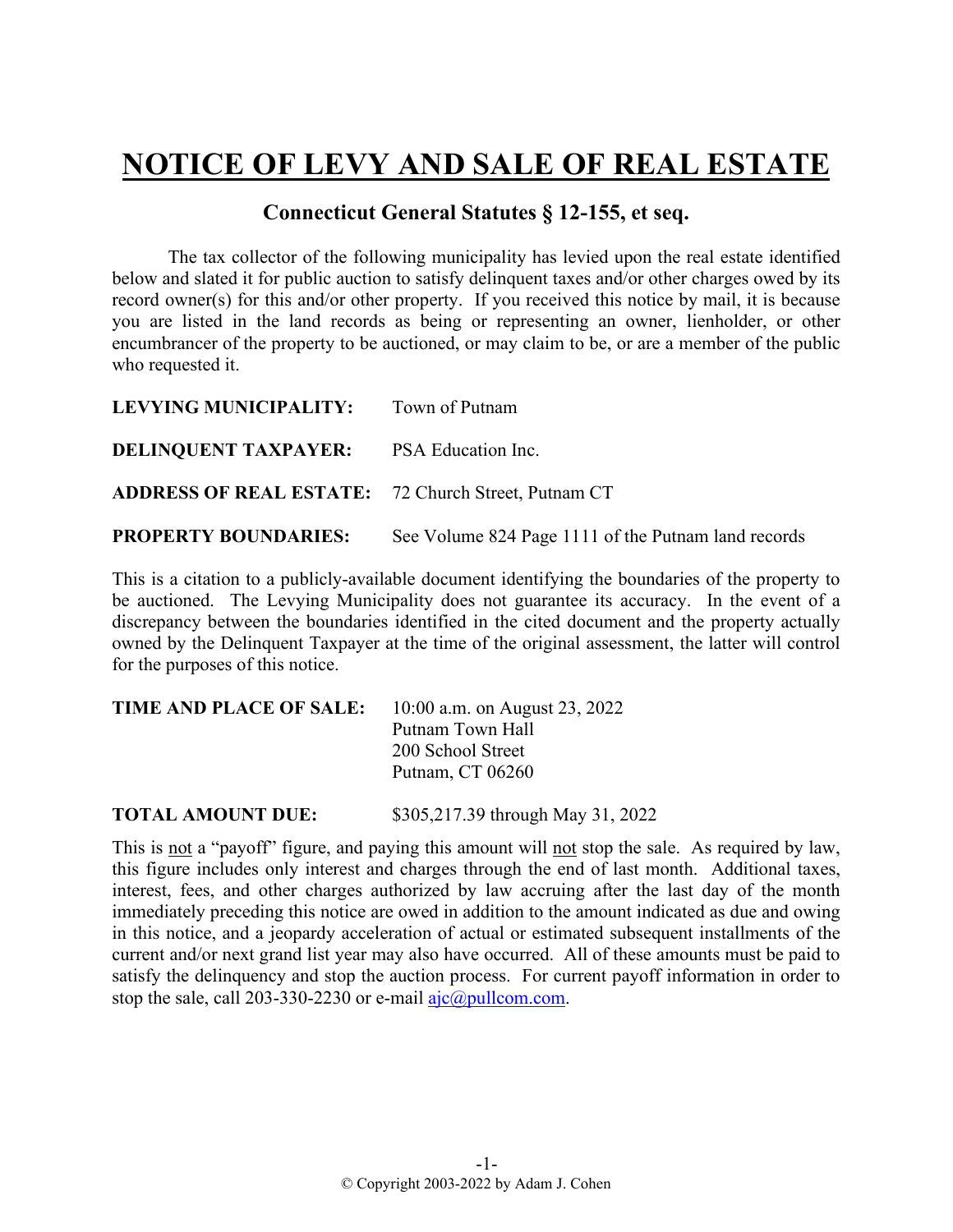# NOTICE OF LEVY AND SALE OF REAL ESTATE

## Connecticut General Statutes § 12-155, et seq.

The tax collector of the following municipality has levied upon the real estate identified below and slated it for public auction to satisfy delinquent taxes and/or other charges owed by its record owner(s) for this and/or other property. If you received this notice by mail, it is because you are listed in the land records as being or representing an owner, lienholder, or other encumbrancer of the property to be auctioned, or may claim to be, or are a member of the public who requested it.

**LEVYING MUNICIPALITY:** Town of Putnam

**DELINQUENT TAXPAYER:** PSA Education Inc.

**ADDRESS OF REAL ESTATE:** 72 Church Street, Putnam CT

**PROPERTY BOUNDARIES:** See Volume 824 Page 1111 of the Putnam land records

This is a citation to a publicly-available document identifying the boundaries of the property to be auctioned. The Levying Municipality does not guarantee its accuracy. In the event of a discrepancy between the boundaries identified in the cited document and the property actually owned by the Delinquent Taxpayer at the time of the original assessment, the latter will control for the purposes of this notice.

**TIME AND PLACE OF SALE:** 10:00 a.m. on August 23, 2022
Putnam Town Hall
200 School Street
Putnam, CT 06260

**TOTAL AMOUNT DUE:** $305,217.39 through May 31, 2022

This is not a "payoff" figure, and paying this amount will not stop the sale. As required by law, this figure includes only interest and charges through the end of last month. Additional taxes, interest, fees, and other charges authorized by law accruing after the last day of the month immediately preceding this notice are owed in addition to the amount indicated as due and owing in this notice, and a jeopardy acceleration of actual or estimated subsequent installments of the current and/or next grand list year may also have occurred. All of these amounts must be paid to satisfy the delinquency and stop the auction process. For current payoff information in order to stop the sale, call 203-330-2230 or e-mail ajc@pullcom.com.

© Copyright 2003-2022 by Adam J. Cohen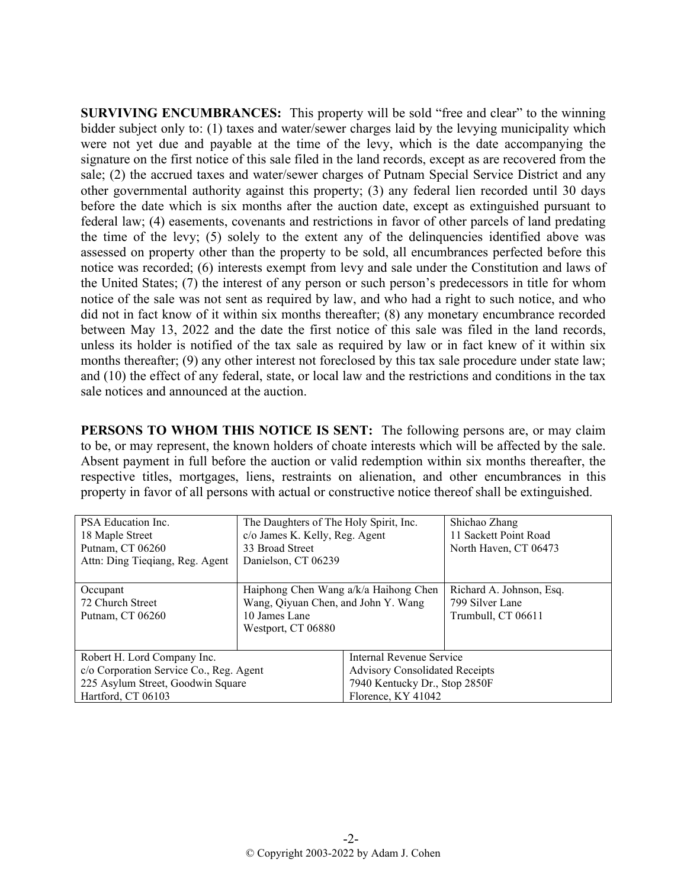**SURVIVING ENCUMBRANCES:** This property will be sold "free and clear" to the winning bidder subject only to: (1) taxes and water/sewer charges laid by the levying municipality which were not yet due and payable at the time of the levy, which is the date accompanying the signature on the first notice of this sale filed in the land records, except as are recovered from the sale; (2) the accrued taxes and water/sewer charges of Putnam Special Service District and any other governmental authority against this property; (3) any federal lien recorded until 30 days before the date which is six months after the auction date, except as extinguished pursuant to federal law; (4) easements, covenants and restrictions in favor of other parcels of land predating the time of the levy; (5) solely to the extent any of the delinquencies identified above was assessed on property other than the property to be sold, all encumbrances perfected before this notice was recorded; (6) interests exempt from levy and sale under the Constitution and laws of the United States; (7) the interest of any person or such person's predecessors in title for whom notice of the sale was not sent as required by law, and who had a right to such notice, and who did not in fact know of it within six months thereafter; (8) any monetary encumbrance recorded between May 13, 2022 and the date the first notice of this sale was filed in the land records, unless its holder is notified of the tax sale as required by law or in fact knew of it within six months thereafter; (9) any other interest not foreclosed by this tax sale procedure under state law; and (10) the effect of any federal, state, or local law and the restrictions and conditions in the tax sale notices and announced at the auction.

**PERSONS TO WHOM THIS NOTICE IS SENT:** The following persons are, or may claim to be, or may represent, the known holders of choate interests which will be affected by the sale. Absent payment in full before the auction or valid redemption within six months thereafter, the respective titles, mortgages, liens, restraints on alienation, and other encumbrances in this property in favor of all persons with actual or constructive notice thereof shall be extinguished.

| | | |
|---|---|---|
| PSA Education Inc.<br>18 Maple Street<br>Putnam, CT 06260<br>Attn: Ding Tieqiang, Reg. Agent | The Daughters of The Holy Spirit, Inc.<br>c/o James K. Kelly, Reg. Agent<br>33 Broad Street<br>Danielson, CT 06239 | Shichao Zhang<br>11 Sackett Point Road<br>North Haven, CT 06473 |
| Occupant<br>72 Church Street<br>Putnam, CT 06260 | Haiphong Chen Wang a/k/a Haihong Chen Wang, Qiyuan Chen, and John Y. Wang<br>10 James Lane<br>Westport, CT 06880 | Richard A. Johnson, Esq.<br>799 Silver Lane<br>Trumbull, CT 06611 |
| Robert H. Lord Company Inc.<br>c/o Corporation Service Co., Reg. Agent<br>225 Asylum Street, Goodwin Square<br>Hartford, CT 06103 | Internal Revenue Service<br>Advisory Consolidated Receipts<br>7940 Kentucky Dr., Stop 2850F<br>Florence, KY 41042 | |

© Copyright 2003-2022 by Adam J. Cohen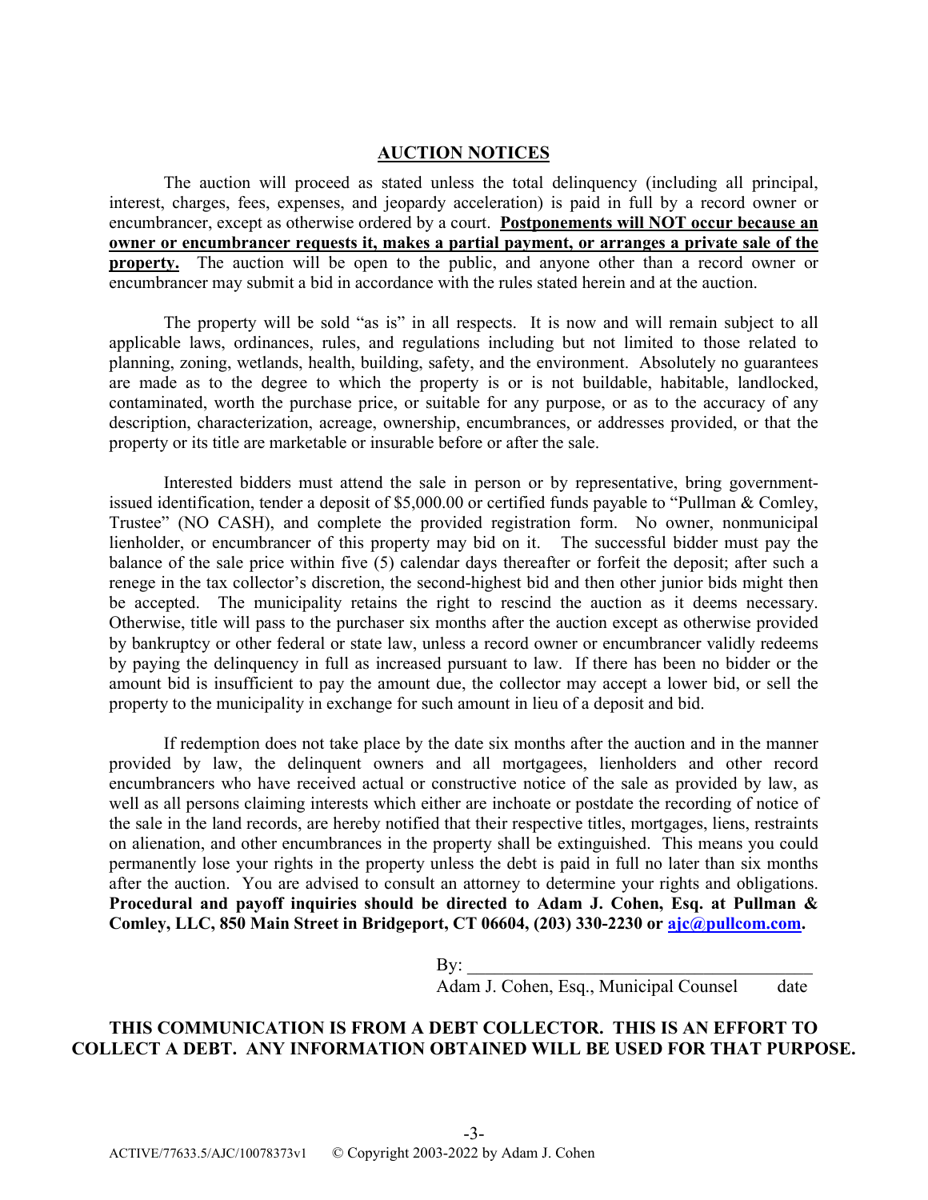## AUCTION NOTICES

The auction will proceed as stated unless the total delinquency (including all principal, interest, charges, fees, expenses, and jeopardy acceleration) is paid in full by a record owner or encumbrancer, except as otherwise ordered by a court. **Postponements will NOT occur because an owner or encumbrancer requests it, makes a partial payment, or arranges a private sale of the property.** The auction will be open to the public, and anyone other than a record owner or encumbrancer may submit a bid in accordance with the rules stated herein and at the auction.

The property will be sold "as is" in all respects. It is now and will remain subject to all applicable laws, ordinances, rules, and regulations including but not limited to those related to planning, zoning, wetlands, health, building, safety, and the environment. Absolutely no guarantees are made as to the degree to which the property is or is not buildable, habitable, landlocked, contaminated, worth the purchase price, or suitable for any purpose, or as to the accuracy of any description, characterization, acreage, ownership, encumbrances, or addresses provided, or that the property or its title are marketable or insurable before or after the sale.

Interested bidders must attend the sale in person or by representative, bring government-issued identification, tender a deposit of $5,000.00 or certified funds payable to "Pullman & Comley, Trustee" (NO CASH), and complete the provided registration form. No owner, nonmunicipal lienholder, or encumbrancer of this property may bid on it. The successful bidder must pay the balance of the sale price within five (5) calendar days thereafter or forfeit the deposit; after such a renege in the tax collector's discretion, the second-highest bid and then other junior bids might then be accepted. The municipality retains the right to rescind the auction as it deems necessary. Otherwise, title will pass to the purchaser six months after the auction except as otherwise provided by bankruptcy or other federal or state law, unless a record owner or encumbrancer validly redeems by paying the delinquency in full as increased pursuant to law. If there has been no bidder or the amount bid is insufficient to pay the amount due, the collector may accept a lower bid, or sell the property to the municipality in exchange for such amount in lieu of a deposit and bid.

If redemption does not take place by the date six months after the auction and in the manner provided by law, the delinquent owners and all mortgagees, lienholders and other record encumbrancers who have received actual or constructive notice of the sale as provided by law, as well as all persons claiming interests which either are inchoate or postdate the recording of notice of the sale in the land records, are hereby notified that their respective titles, mortgages, liens, restraints on alienation, and other encumbrances in the property shall be extinguished. This means you could permanently lose your rights in the property unless the debt is paid in full no later than six months after the auction. You are advised to consult an attorney to determine your rights and obligations. **Procedural and payoff inquiries should be directed to Adam J. Cohen, Esq. at Pullman & Comley, LLC, 850 Main Street in Bridgeport, CT 06604, (203) 330-2230 or ajc@pullcom.com.**

By: ______________________________________

Adam J. Cohen, Esq., Municipal Counsel        date

**THIS COMMUNICATION IS FROM A DEBT COLLECTOR. THIS IS AN EFFORT TO COLLECT A DEBT. ANY INFORMATION OBTAINED WILL BE USED FOR THAT PURPOSE.**

ACTIVE/77633.5/AJC/10078373v1    © Copyright 2003-2022 by Adam J. Cohen